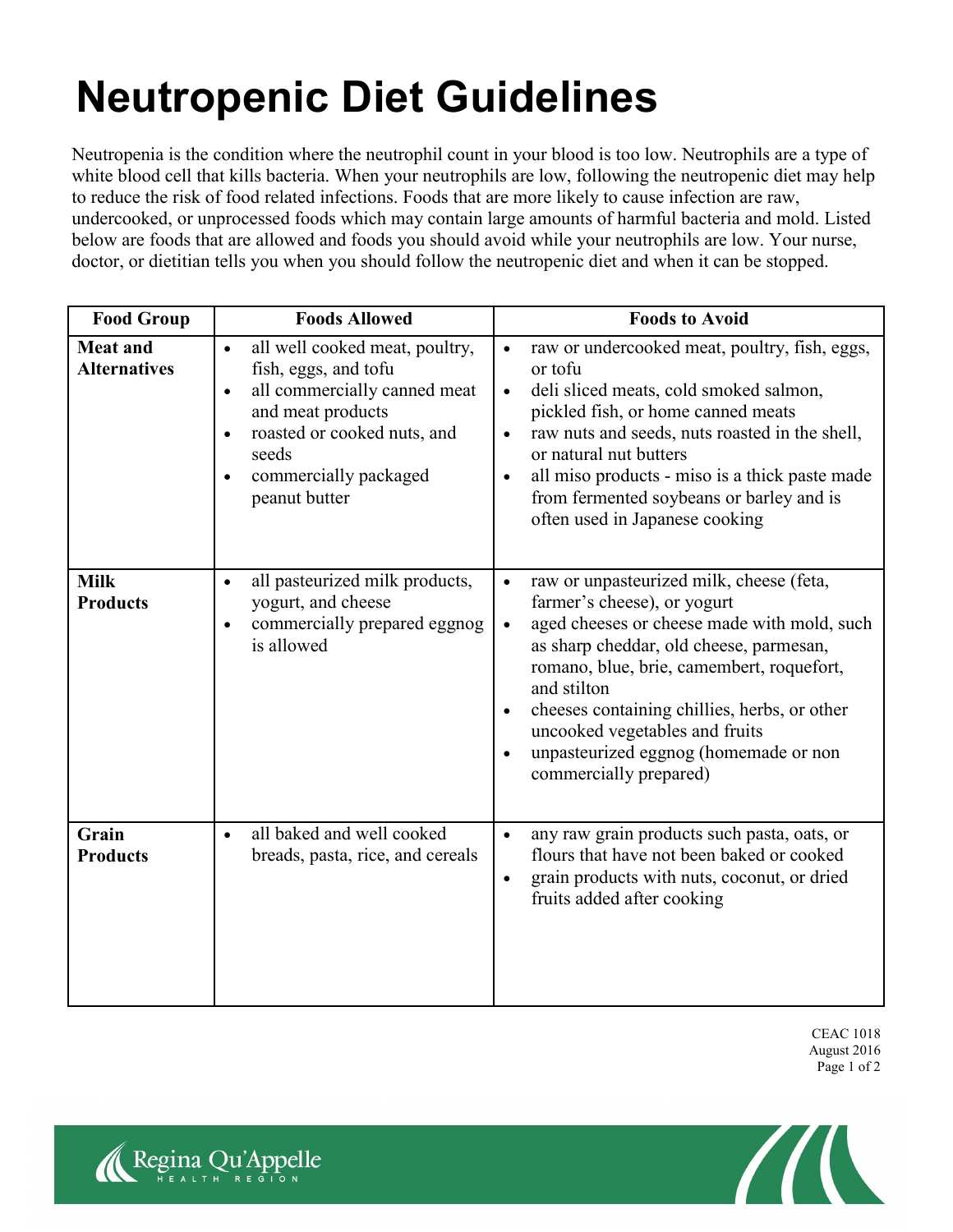# Neutropenic Diet Guidelines

Neutropenia is the condition where the neutrophil count in your blood is too low. Neutrophils are a type of white blood cell that kills bacteria. When your neutrophils are low, following the neutropenic diet may help to reduce the risk of food related infections. Foods that are more likely to cause infection are raw, undercooked, or unprocessed foods which may contain large amounts of harmful bacteria and mold. Listed below are foods that are allowed and foods you should avoid while your neutrophils are low. Your nurse, doctor, or dietitian tells you when you should follow the neutropenic diet and when it can be stopped.

| Food Group | Foods Allowed | Foods to Avoid |
| --- | --- | --- |
| **Meat and Alternatives** | • all well cooked meat, poultry, fish, eggs, and tofu<br>• all commercially canned meat and meat products<br>• roasted or cooked nuts, and seeds<br>• commercially packaged peanut butter | • raw or undercooked meat, poultry, fish, eggs, or tofu<br>• deli sliced meats, cold smoked salmon, pickled fish, or home canned meats<br>• raw nuts and seeds, nuts roasted in the shell, or natural nut butters<br>• all miso products - miso is a thick paste made from fermented soybeans or barley and is often used in Japanese cooking |
| **Milk Products** | • all pasteurized milk products, yogurt, and cheese<br>• commercially prepared eggnog is allowed | • raw or unpasteurized milk, cheese (feta, farmer's cheese), or yogurt<br>• aged cheeses or cheese made with mold, such as sharp cheddar, old cheese, parmesan, romano, blue, brie, camembert, roquefort, and stilton<br>• cheeses containing chillies, herbs, or other uncooked vegetables and fruits<br>• unpasteurized eggnog (homemade or non commercially prepared) |
| **Grain Products** | • all baked and well cooked breads, pasta, rice, and cereals | • any raw grain products such pasta, oats, or flours that have not been baked or cooked<br>• grain products with nuts, coconut, or dried fruits added after cooking |

CEAC 1018
August 2016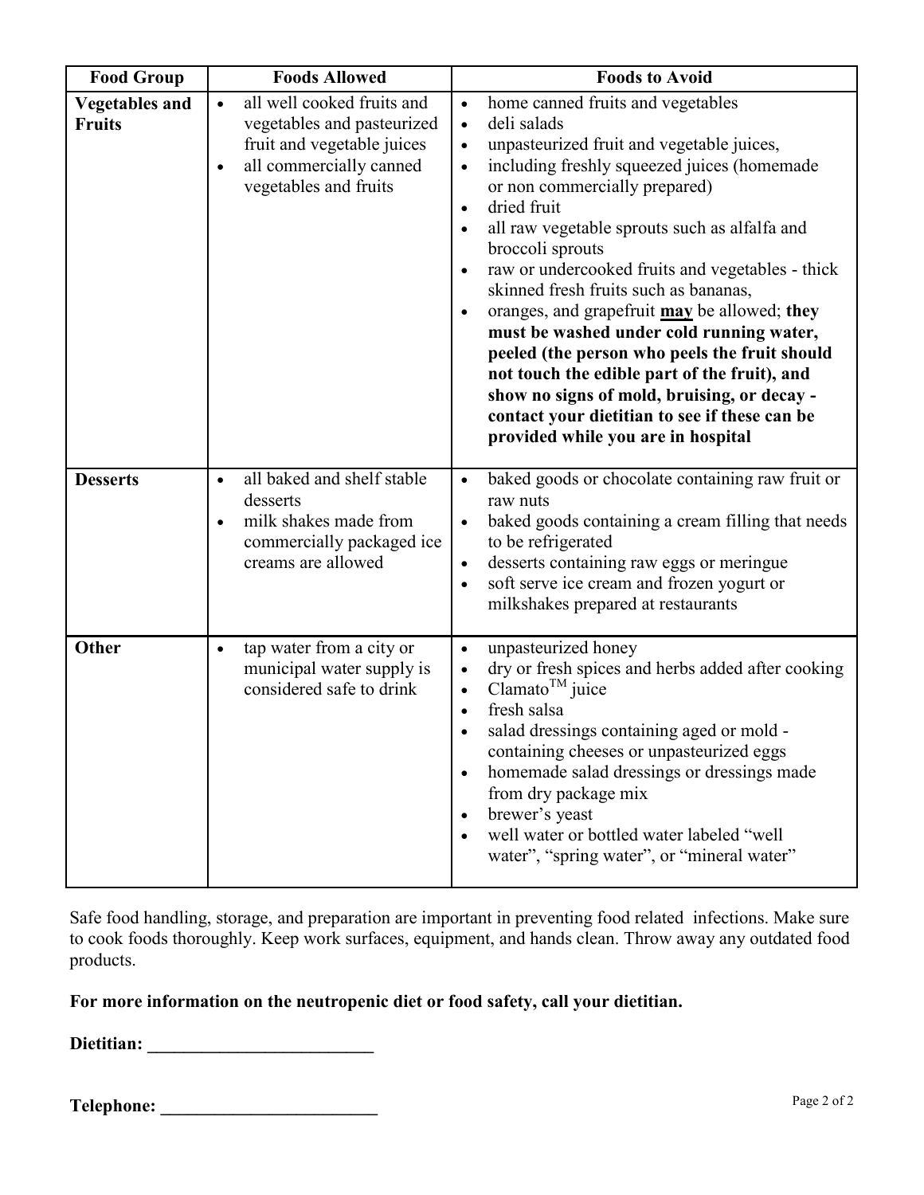| Food Group | Foods Allowed | Foods to Avoid |
|---|---|---|
| **Vegetables and Fruits** | • all well cooked fruits and vegetables and pasteurized fruit and vegetable juices<br>• all commercially canned vegetables and fruits | • home canned fruits and vegetables<br>• deli salads<br>• unpasteurized fruit and vegetable juices,<br>• including freshly squeezed juices (homemade or non commercially prepared)<br>• dried fruit<br>• all raw vegetable sprouts such as alfalfa and broccoli sprouts<br>• raw or undercooked fruits and vegetables - thick skinned fresh fruits such as bananas,<br>• oranges, and grapefruit **may** be allowed; **they must be washed under cold running water, peeled (the person who peels the fruit should not touch the edible part of the fruit), and show no signs of mold, bruising, or decay - contact your dietitian to see if these can be provided while you are in hospital** |
| **Desserts** | • all baked and shelf stable desserts<br>• milk shakes made from commercially packaged ice creams are allowed | • baked goods or chocolate containing raw fruit or raw nuts<br>• baked goods containing a cream filling that needs to be refrigerated<br>• desserts containing raw eggs or meringue<br>• soft serve ice cream and frozen yogurt or milkshakes prepared at restaurants |
| **Other** | • tap water from a city or municipal water supply is considered safe to drink | • unpasteurized honey<br>• dry or fresh spices and herbs added after cooking<br>• Clamato™ juice<br>• fresh salsa<br>• salad dressings containing aged or mold - containing cheeses or unpasteurized eggs<br>• homemade salad dressings or dressings made from dry package mix<br>• brewer's yeast<br>• well water or bottled water labeled "well water", "spring water", or "mineral water" |

Safe food handling, storage, and preparation are important in preventing food related infections. Make sure to cook foods thoroughly. Keep work surfaces, equipment, and hands clean. Throw away any outdated food products.

**For more information on the neutropenic diet or food safety, call your dietitian.**

**Dietitian: \_\_\_\_\_\_\_\_\_\_\_\_\_\_\_\_\_\_\_\_\_\_\_\_\_**

**Telephone: \_\_\_\_\_\_\_\_\_\_\_\_\_\_\_\_\_\_\_\_\_\_\_\_\_**